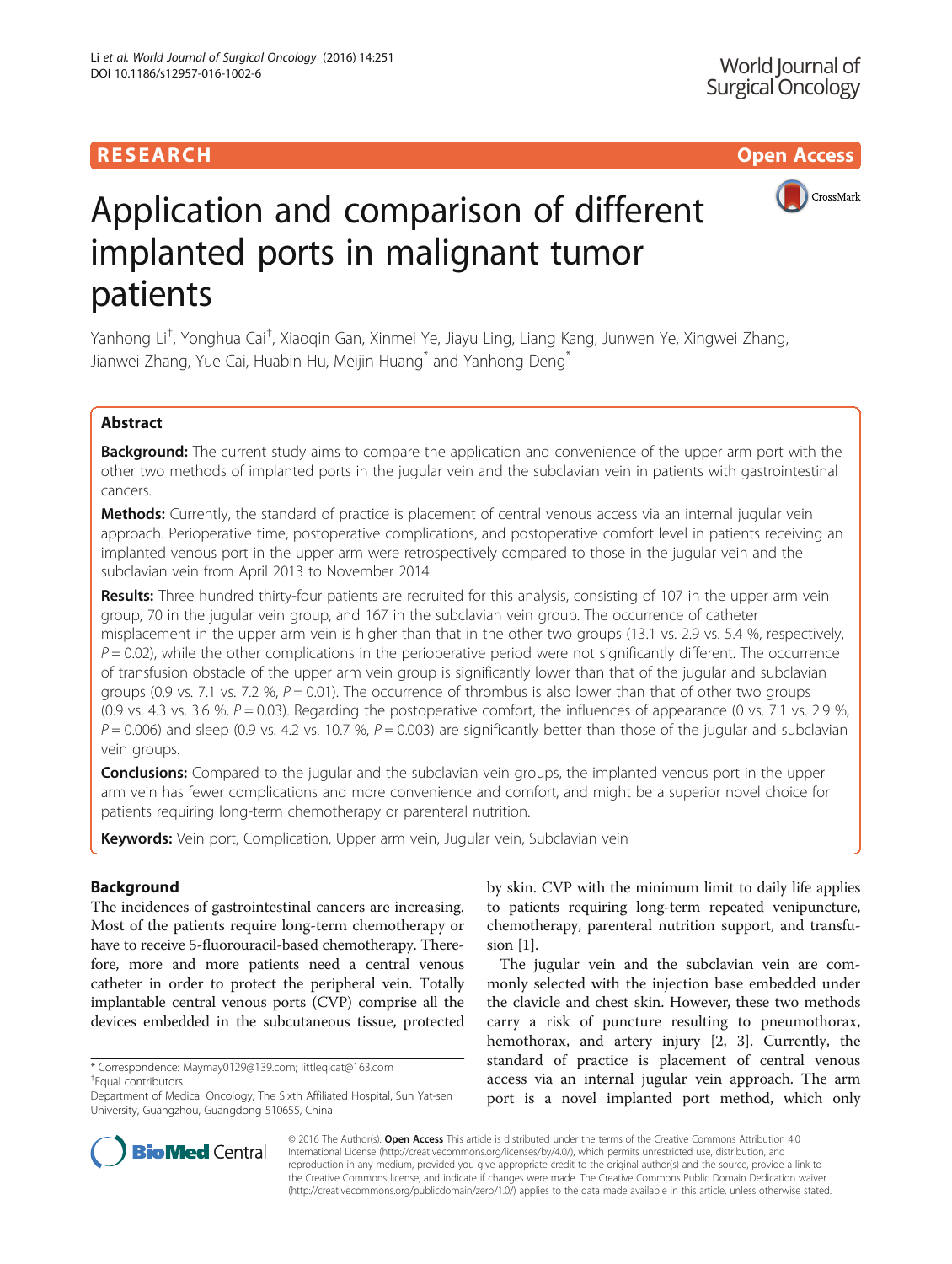RESEARCH

Open Access

# Application and comparison of different implanted ports in malignant tumor patients

Yanhong Li[†], Yonghua Cai[†], Xiaoqin Gan, Xinmei Ye, Jiayu Ling, Liang Kang, Junwen Ye, Xingwei Zhang, Jianwei Zhang, Yue Cai, Huabin Hu, Meijin Huang[*] and Yanhong Deng[*]

## Abstract

**Background:** The current study aims to compare the application and convenience of the upper arm port with the other two methods of implanted ports in the jugular vein and the subclavian vein in patients with gastrointestinal cancers.

**Methods:** Currently, the standard of practice is placement of central venous access via an internal jugular vein approach. Perioperative time, postoperative complications, and postoperative comfort level in patients receiving an implanted venous port in the upper arm were retrospectively compared to those in the jugular vein and the subclavian vein from April 2013 to November 2014.

**Results:** Three hundred thirty-four patients are recruited for this analysis, consisting of 107 in the upper arm vein group, 70 in the jugular vein group, and 167 in the subclavian vein group. The occurrence of catheter misplacement in the upper arm vein is higher than that in the other two groups (13.1 vs. 2.9 vs. 5.4 %, respectively, $P = 0.02$), while the other complications in the perioperative period were not significantly different. The occurrence of transfusion obstacle of the upper arm vein group is significantly lower than that of the jugular and subclavian groups (0.9 vs. 7.1 vs. 7.2 %, $P = 0.01$). The occurrence of thrombus is also lower than that of other two groups (0.9 vs. 4.3 vs. 3.6 %, $P = 0.03$). Regarding the postoperative comfort, the influences of appearance (0 vs. 7.1 vs. 2.9 %, $P = 0.006$) and sleep (0.9 vs. 4.2 vs. 10.7 %, $P = 0.003$) are significantly better than those of the jugular and subclavian vein groups.

**Conclusions:** Compared to the jugular and the subclavian vein groups, the implanted venous port in the upper arm vein has fewer complications and more convenience and comfort, and might be a superior novel choice for patients requiring long-term chemotherapy or parenteral nutrition.

**Keywords:** Vein port, Complication, Upper arm vein, Jugular vein, Subclavian vein

## Background

The incidences of gastrointestinal cancers are increasing. Most of the patients require long-term chemotherapy or have to receive 5-fluorouracil-based chemotherapy. Therefore, more and more patients need a central venous catheter in order to protect the peripheral vein. Totally implantable central venous ports (CVP) comprise all the devices embedded in the subcutaneous tissue, protected by skin. CVP with the minimum limit to daily life applies to patients requiring long-term repeated venipuncture, chemotherapy, parenteral nutrition support, and transfusion [1].

The jugular vein and the subclavian vein are commonly selected with the injection base embedded under the clavicle and chest skin. However, these two methods carry a risk of puncture resulting to pneumothorax, hemothorax, and artery injury [2, 3]. Currently, the standard of practice is placement of central venous access via an internal jugular vein approach. The arm port is a novel implanted port method, which only

* Correspondence: Maymay0129@139.com; littleqicat@163.com
[†]Equal contributors
Department of Medical Oncology, The Sixth Affiliated Hospital, Sun Yat-sen University, Guangzhou, Guangdong 510655, China

© 2016 The Author(s). **Open Access** This article is distributed under the terms of the Creative Commons Attribution 4.0 International License (http://creativecommons.org/licenses/by/4.0/), which permits unrestricted use, distribution, and reproduction in any medium, provided you give appropriate credit to the original author(s) and the source, provide a link to the Creative Commons license, and indicate if changes were made. The Creative Commons Public Domain Dedication waiver (http://creativecommons.org/publicdomain/zero/1.0/) applies to the data made available in this article, unless otherwise stated.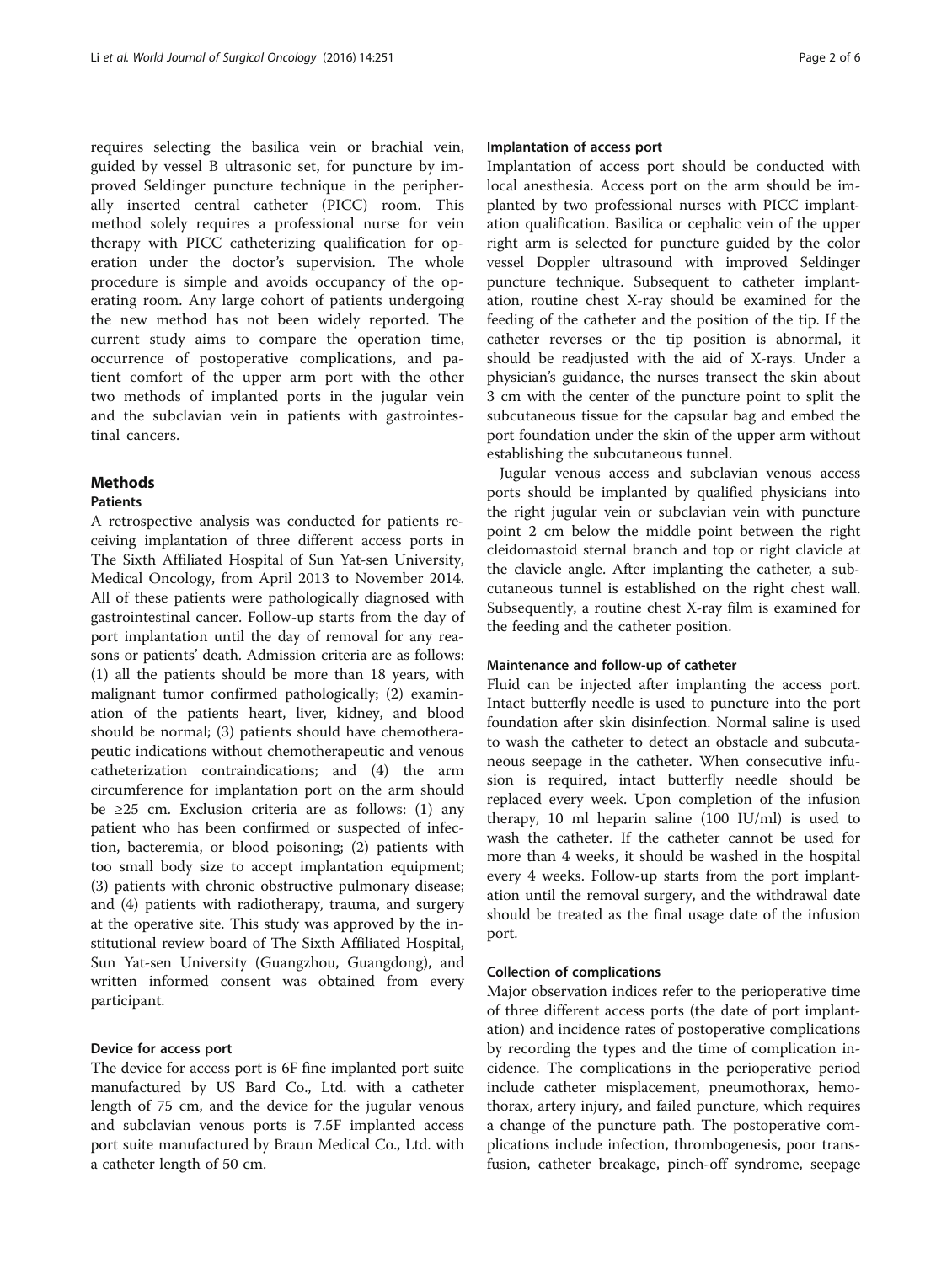requires selecting the basilica vein or brachial vein, guided by vessel B ultrasonic set, for puncture by improved Seldinger puncture technique in the peripherally inserted central catheter (PICC) room. This method solely requires a professional nurse for vein therapy with PICC catheterizing qualification for operation under the doctor's supervision. The whole procedure is simple and avoids occupancy of the operating room. Any large cohort of patients undergoing the new method has not been widely reported. The current study aims to compare the operation time, occurrence of postoperative complications, and patient comfort of the upper arm port with the other two methods of implanted ports in the jugular vein and the subclavian vein in patients with gastrointestinal cancers.

## Methods

### Patients

A retrospective analysis was conducted for patients receiving implantation of three different access ports in The Sixth Affiliated Hospital of Sun Yat-sen University, Medical Oncology, from April 2013 to November 2014. All of these patients were pathologically diagnosed with gastrointestinal cancer. Follow-up starts from the day of port implantation until the day of removal for any reasons or patients' death. Admission criteria are as follows: (1) all the patients should be more than 18 years, with malignant tumor confirmed pathologically; (2) examination of the patients heart, liver, kidney, and blood should be normal; (3) patients should have chemotherapeutic indications without chemotherapeutic and venous catheterization contraindications; and (4) the arm circumference for implantation port on the arm should be ≥25 cm. Exclusion criteria are as follows: (1) any patient who has been confirmed or suspected of infection, bacteremia, or blood poisoning; (2) patients with too small body size to accept implantation equipment; (3) patients with chronic obstructive pulmonary disease; and (4) patients with radiotherapy, trauma, and surgery at the operative site. This study was approved by the institutional review board of The Sixth Affiliated Hospital, Sun Yat-sen University (Guangzhou, Guangdong), and written informed consent was obtained from every participant.

### Device for access port

The device for access port is 6F fine implanted port suite manufactured by US Bard Co., Ltd. with a catheter length of 75 cm, and the device for the jugular venous and subclavian venous ports is 7.5F implanted access port suite manufactured by Braun Medical Co., Ltd. with a catheter length of 50 cm.

### Implantation of access port

Implantation of access port should be conducted with local anesthesia. Access port on the arm should be implanted by two professional nurses with PICC implantation qualification. Basilica or cephalic vein of the upper right arm is selected for puncture guided by the color vessel Doppler ultrasound with improved Seldinger puncture technique. Subsequent to catheter implantation, routine chest X-ray should be examined for the feeding of the catheter and the position of the tip. If the catheter reverses or the tip position is abnormal, it should be readjusted with the aid of X-rays. Under a physician's guidance, the nurses transect the skin about 3 cm with the center of the puncture point to split the subcutaneous tissue for the capsular bag and embed the port foundation under the skin of the upper arm without establishing the subcutaneous tunnel.

Jugular venous access and subclavian venous access ports should be implanted by qualified physicians into the right jugular vein or subclavian vein with puncture point 2 cm below the middle point between the right cleidomastoid sternal branch and top or right clavicle at the clavicle angle. After implanting the catheter, a subcutaneous tunnel is established on the right chest wall. Subsequently, a routine chest X-ray film is examined for the feeding and the catheter position.

### Maintenance and follow-up of catheter

Fluid can be injected after implanting the access port. Intact butterfly needle is used to puncture into the port foundation after skin disinfection. Normal saline is used to wash the catheter to detect an obstacle and subcutaneous seepage in the catheter. When consecutive infusion is required, intact butterfly needle should be replaced every week. Upon completion of the infusion therapy, 10 ml heparin saline (100 IU/ml) is used to wash the catheter. If the catheter cannot be used for more than 4 weeks, it should be washed in the hospital every 4 weeks. Follow-up starts from the port implantation until the removal surgery, and the withdrawal date should be treated as the final usage date of the infusion port.

### Collection of complications

Major observation indices refer to the perioperative time of three different access ports (the date of port implantation) and incidence rates of postoperative complications by recording the types and the time of complication incidence. The complications in the perioperative period include catheter misplacement, pneumothorax, hemothorax, artery injury, and failed puncture, which requires a change of the puncture path. The postoperative complications include infection, thrombogenesis, poor transfusion, catheter breakage, pinch-off syndrome, seepage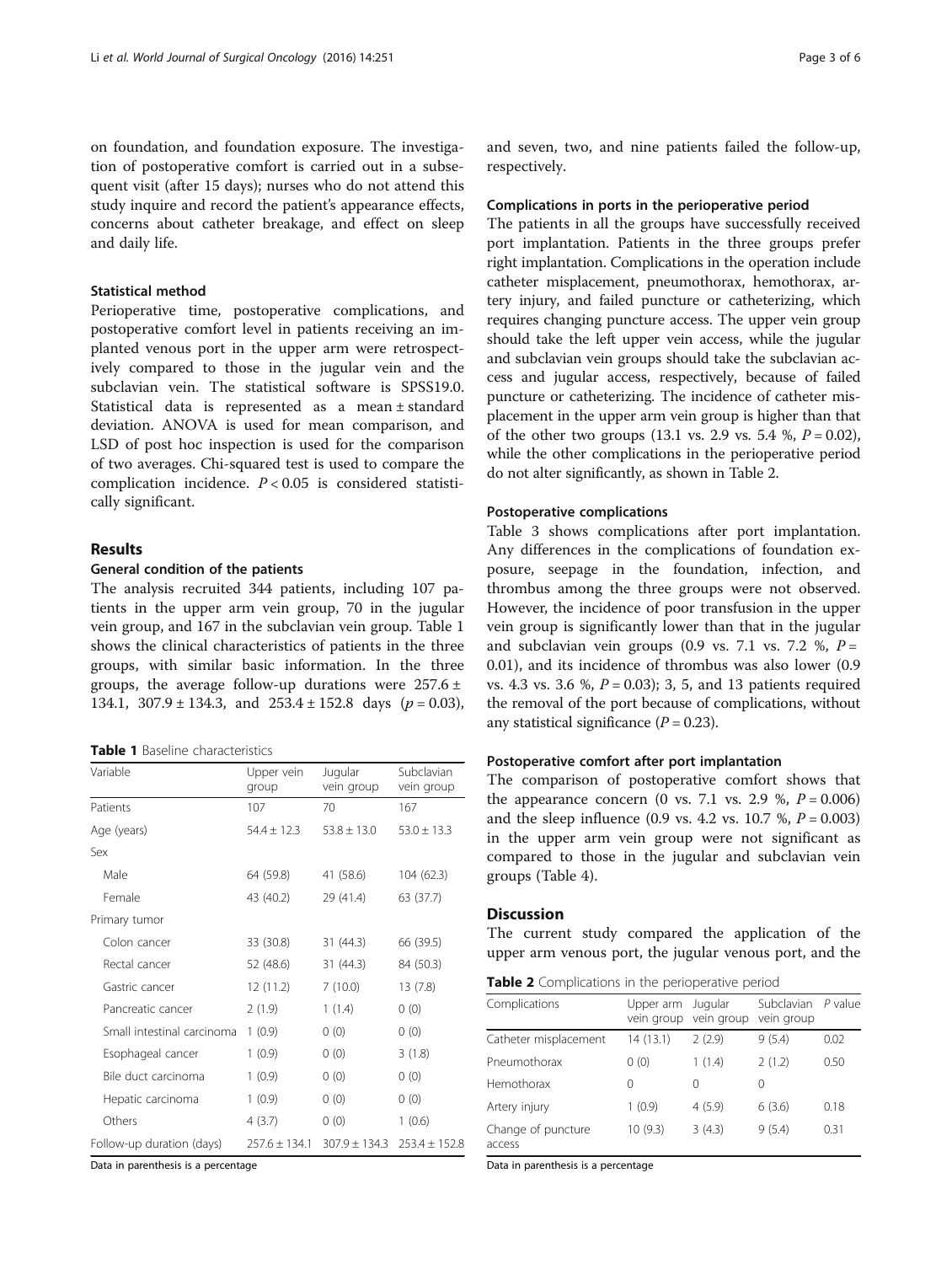on foundation, and foundation exposure. The investigation of postoperative comfort is carried out in a subsequent visit (after 15 days); nurses who do not attend this study inquire and record the patient's appearance effects, concerns about catheter breakage, and effect on sleep and daily life.

### Statistical method

Perioperative time, postoperative complications, and postoperative comfort level in patients receiving an implanted venous port in the upper arm were retrospectively compared to those in the jugular vein and the subclavian vein. The statistical software is SPSS19.0. Statistical data is represented as a mean ± standard deviation. ANOVA is used for mean comparison, and LSD of post hoc inspection is used for the comparison of two averages. Chi-squared test is used to compare the complication incidence. $P < 0.05$ is considered statistically significant.

## Results

### General condition of the patients

The analysis recruited 344 patients, including 107 patients in the upper arm vein group, 70 in the jugular vein group, and 167 in the subclavian vein group. Table 1 shows the clinical characteristics of patients in the three groups, with similar basic information. In the three groups, the average follow-up durations were 257.6 ± 134.1, 307.9 ± 134.3, and 253.4 ± 152.8 days ($p = 0.03$), and seven, two, and nine patients failed the follow-up, respectively.

**Table 1** Baseline characteristics

| Variable | Upper vein group | Jugular vein group | Subclavian vein group |
|---|---|---|---|
| Patients | 107 | 70 | 167 |
| Age (years) | 54.4 ± 12.3 | 53.8 ± 13.0 | 53.0 ± 13.3 |
| Sex | | | |
| Male | 64 (59.8) | 41 (58.6) | 104 (62.3) |
| Female | 43 (40.2) | 29 (41.4) | 63 (37.7) |
| Primary tumor | | | |
| Colon cancer | 33 (30.8) | 31 (44.3) | 66 (39.5) |
| Rectal cancer | 52 (48.6) | 31 (44.3) | 84 (50.3) |
| Gastric cancer | 12 (11.2) | 7 (10.0) | 13 (7.8) |
| Pancreatic cancer | 2 (1.9) | 1 (1.4) | 0 (0) |
| Small intestinal carcinoma | 1 (0.9) | 0 (0) | 0 (0) |
| Esophageal cancer | 1 (0.9) | 0 (0) | 3 (1.8) |
| Bile duct carcinoma | 1 (0.9) | 0 (0) | 0 (0) |
| Hepatic carcinoma | 1 (0.9) | 0 (0) | 0 (0) |
| Others | 4 (3.7) | 0 (0) | 1 (0.6) |
| Follow-up duration (days) | 257.6 ± 134.1 | 307.9 ± 134.3 | 253.4 ± 152.8 |

Data in parenthesis is a percentage

### Complications in ports in the perioperative period

The patients in all the groups have successfully received port implantation. Patients in the three groups prefer right implantation. Complications in the operation include catheter misplacement, pneumothorax, hemothorax, artery injury, and failed puncture or catheterizing, which requires changing puncture access. The upper vein group should take the left upper vein access, while the jugular and subclavian vein groups should take the subclavian access and jugular access, respectively, because of failed puncture or catheterizing. The incidence of catheter misplacement in the upper arm vein group is higher than that of the other two groups (13.1 vs. 2.9 vs. 5.4 %, $P = 0.02$), while the other complications in the perioperative period do not alter significantly, as shown in Table 2.

### Postoperative complications

Table 3 shows complications after port implantation. Any differences in the complications of foundation exposure, seepage in the foundation, infection, and thrombus among the three groups were not observed. However, the incidence of poor transfusion in the upper vein group is significantly lower than that in the jugular and subclavian vein groups (0.9 vs. 7.1 vs. 7.2 %, $P = 0.01$), and its incidence of thrombus was also lower (0.9 vs. 4.3 vs. 3.6 %, $P = 0.03$); 3, 5, and 13 patients required the removal of the port because of complications, without any statistical significance ($P = 0.23$).

### Postoperative comfort after port implantation

The comparison of postoperative comfort shows that the appearance concern (0 vs. 7.1 vs. 2.9 %, $P = 0.006$) and the sleep influence (0.9 vs. 4.2 vs. 10.7 %, $P = 0.003$) in the upper arm vein group were not significant as compared to those in the jugular and subclavian vein groups (Table 4).

## Discussion

The current study compared the application of the upper arm venous port, the jugular venous port, and the

**Table 2** Complications in the perioperative period

| Complications | Upper arm vein group | Jugular vein group | Subclavian vein group | P value |
|---|---|---|---|---|
| Catheter misplacement | 14 (13.1) | 2 (2.9) | 9 (5.4) | 0.02 |
| Pneumothorax | 0 (0) | 1 (1.4) | 2 (1.2) | 0.50 |
| Hemothorax | 0 | 0 | 0 | |
| Artery injury | 1 (0.9) | 4 (5.9) | 6 (3.6) | 0.18 |
| Change of puncture access | 10 (9.3) | 3 (4.3) | 9 (5.4) | 0.31 |

Data in parenthesis is a percentage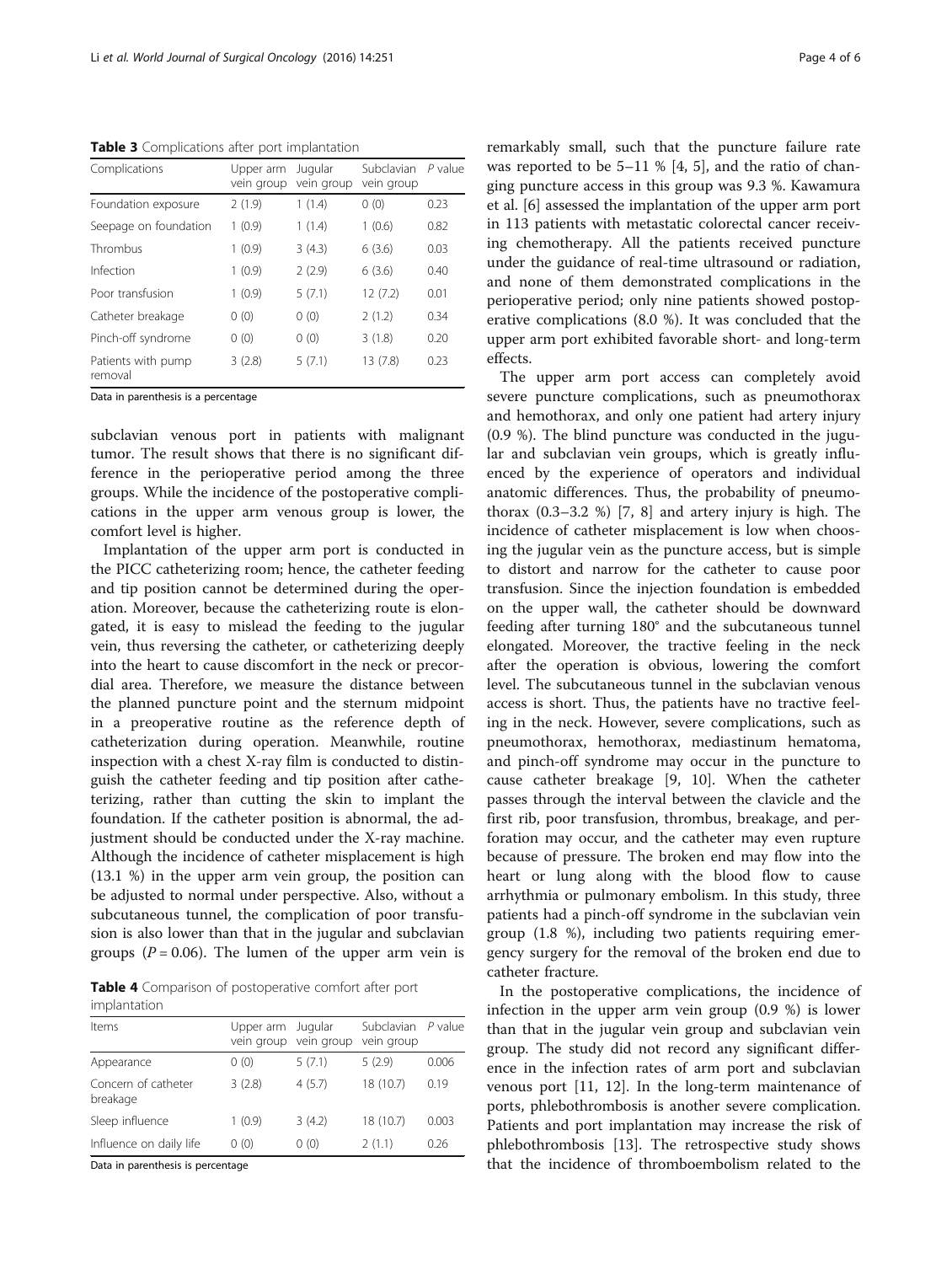**Table 3** Complications after port implantation

| Complications | Upper arm vein group | Jugular vein group | Subclavian vein group | *P* value |
|---|---|---|---|---|
| Foundation exposure | 2 (1.9) | 1 (1.4) | 0 (0) | 0.23 |
| Seepage on foundation | 1 (0.9) | 1 (1.4) | 1 (0.6) | 0.82 |
| Thrombus | 1 (0.9) | 3 (4.3) | 6 (3.6) | 0.03 |
| Infection | 1 (0.9) | 2 (2.9) | 6 (3.6) | 0.40 |
| Poor transfusion | 1 (0.9) | 5 (7.1) | 12 (7.2) | 0.01 |
| Catheter breakage | 0 (0) | 0 (0) | 2 (1.2) | 0.34 |
| Pinch-off syndrome | 0 (0) | 0 (0) | 3 (1.8) | 0.20 |
| Patients with pump removal | 3 (2.8) | 5 (7.1) | 13 (7.8) | 0.23 |

Data in parenthesis is a percentage

subclavian venous port in patients with malignant tumor. The result shows that there is no significant difference in the perioperative period among the three groups. While the incidence of the postoperative complications in the upper arm venous group is lower, the comfort level is higher.

Implantation of the upper arm port is conducted in the PICC catheterizing room; hence, the catheter feeding and tip position cannot be determined during the operation. Moreover, because the catheterizing route is elongated, it is easy to mislead the feeding to the jugular vein, thus reversing the catheter, or catheterizing deeply into the heart to cause discomfort in the neck or precordial area. Therefore, we measure the distance between the planned puncture point and the sternum midpoint in a preoperative routine as the reference depth of catheterization during operation. Meanwhile, routine inspection with a chest X-ray film is conducted to distinguish the catheter feeding and tip position after catheterizing, rather than cutting the skin to implant the foundation. If the catheter position is abnormal, the adjustment should be conducted under the X-ray machine. Although the incidence of catheter misplacement is high (13.1 %) in the upper arm vein group, the position can be adjusted to normal under perspective. Also, without a subcutaneous tunnel, the complication of poor transfusion is also lower than that in the jugular and subclavian groups ($P = 0.06$). The lumen of the upper arm vein is

**Table 4** Comparison of postoperative comfort after port implantation

| Items | Upper arm vein group | Jugular vein group | Subclavian vein group | *P* value |
|---|---|---|---|---|
| Appearance | 0 (0) | 5 (7.1) | 5 (2.9) | 0.006 |
| Concern of catheter breakage | 3 (2.8) | 4 (5.7) | 18 (10.7) | 0.19 |
| Sleep influence | 1 (0.9) | 3 (4.2) | 18 (10.7) | 0.003 |
| Influence on daily life | 0 (0) | 0 (0) | 2 (1.1) | 0.26 |

Data in parenthesis is percentage

remarkably small, such that the puncture failure rate was reported to be 5–11 % [4, 5], and the ratio of changing puncture access in this group was 9.3 %. Kawamura et al. [6] assessed the implantation of the upper arm port in 113 patients with metastatic colorectal cancer receiving chemotherapy. All the patients received puncture under the guidance of real-time ultrasound or radiation, and none of them demonstrated complications in the perioperative period; only nine patients showed postoperative complications (8.0 %). It was concluded that the upper arm port exhibited favorable short- and long-term effects.

The upper arm port access can completely avoid severe puncture complications, such as pneumothorax and hemothorax, and only one patient had artery injury (0.9 %). The blind puncture was conducted in the jugular and subclavian vein groups, which is greatly influenced by the experience of operators and individual anatomic differences. Thus, the probability of pneumothorax (0.3–3.2 %) [7, 8] and artery injury is high. The incidence of catheter misplacement is low when choosing the jugular vein as the puncture access, but is simple to distort and narrow for the catheter to cause poor transfusion. Since the injection foundation is embedded on the upper wall, the catheter should be downward feeding after turning 180° and the subcutaneous tunnel elongated. Moreover, the tractive feeling in the neck after the operation is obvious, lowering the comfort level. The subcutaneous tunnel in the subclavian venous access is short. Thus, the patients have no tractive feeling in the neck. However, severe complications, such as pneumothorax, hemothorax, mediastinum hematoma, and pinch-off syndrome may occur in the puncture to cause catheter breakage [9, 10]. When the catheter passes through the interval between the clavicle and the first rib, poor transfusion, thrombus, breakage, and perforation may occur, and the catheter may even rupture because of pressure. The broken end may flow into the heart or lung along with the blood flow to cause arrhythmia or pulmonary embolism. In this study, three patients had a pinch-off syndrome in the subclavian vein group (1.8 %), including two patients requiring emergency surgery for the removal of the broken end due to catheter fracture.

In the postoperative complications, the incidence of infection in the upper arm vein group (0.9 %) is lower than that in the jugular vein group and subclavian vein group. The study did not record any significant difference in the infection rates of arm port and subclavian venous port [11, 12]. In the long-term maintenance of ports, phlebothrombosis is another severe complication. Patients and port implantation may increase the risk of phlebothrombosis [13]. The retrospective study shows that the incidence of thromboembolism related to the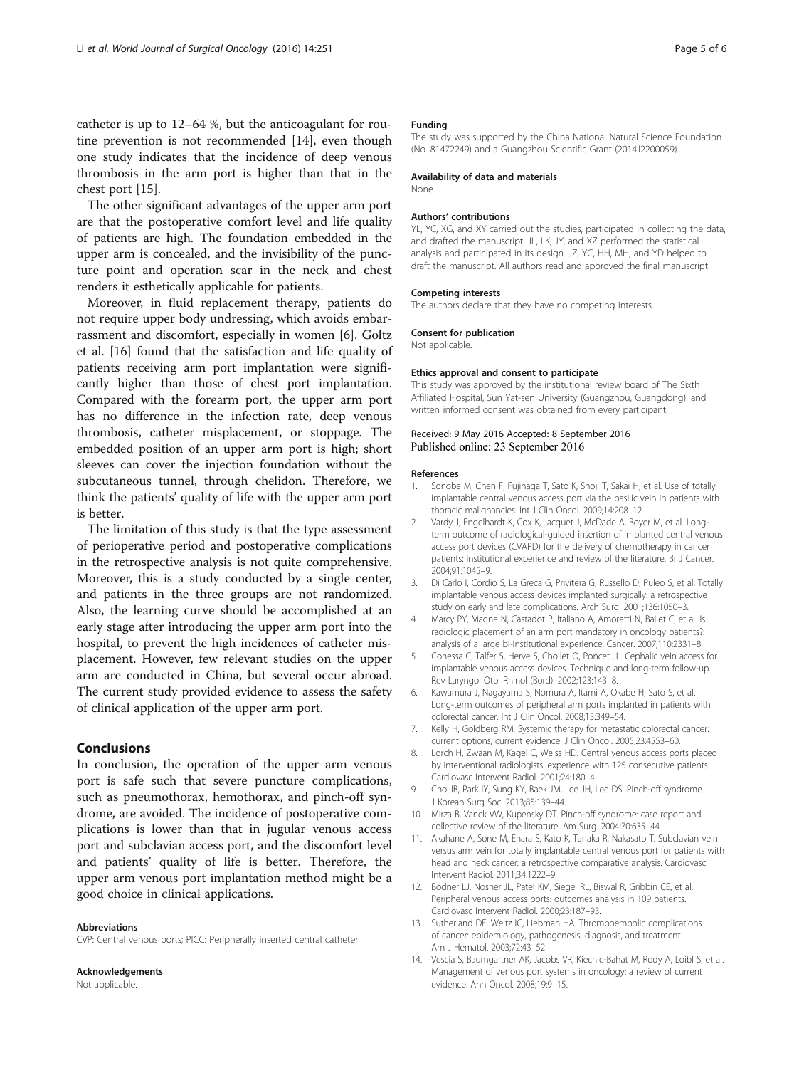catheter is up to 12–64 %, but the anticoagulant for routine prevention is not recommended [14], even though one study indicates that the incidence of deep venous thrombosis in the arm port is higher than that in the chest port [15].

The other significant advantages of the upper arm port are that the postoperative comfort level and life quality of patients are high. The foundation embedded in the upper arm is concealed, and the invisibility of the puncture point and operation scar in the neck and chest renders it esthetically applicable for patients.

Moreover, in fluid replacement therapy, patients do not require upper body undressing, which avoids embarrassment and discomfort, especially in women [6]. Goltz et al. [16] found that the satisfaction and life quality of patients receiving arm port implantation were significantly higher than those of chest port implantation. Compared with the forearm port, the upper arm port has no difference in the infection rate, deep venous thrombosis, catheter misplacement, or stoppage. The embedded position of an upper arm port is high; short sleeves can cover the injection foundation without the subcutaneous tunnel, through chelidon. Therefore, we think the patients' quality of life with the upper arm port is better.

The limitation of this study is that the type assessment of perioperative period and postoperative complications in the retrospective analysis is not quite comprehensive. Moreover, this is a study conducted by a single center, and patients in the three groups are not randomized. Also, the learning curve should be accomplished at an early stage after introducing the upper arm port into the hospital, to prevent the high incidences of catheter misplacement. However, few relevant studies on the upper arm are conducted in China, but several occur abroad. The current study provided evidence to assess the safety of clinical application of the upper arm port.

## Conclusions

In conclusion, the operation of the upper arm venous port is safe such that severe puncture complications, such as pneumothorax, hemothorax, and pinch-off syndrome, are avoided. The incidence of postoperative complications is lower than that in jugular venous access port and subclavian access port, and the discomfort level and patients' quality of life is better. Therefore, the upper arm venous port implantation method might be a good choice in clinical applications.

#### Abbreviations

CVP: Central venous ports; PICC: Peripherally inserted central catheter

#### Acknowledgements

Not applicable.

#### Funding

The study was supported by the China National Natural Science Foundation (No. 81472249) and a Guangzhou Scientific Grant (2014J2200059).

#### Availability of data and materials

None.

#### Authors' contributions

YL, YC, XG, and XY carried out the studies, participated in collecting the data, and drafted the manuscript. JL, LK, JY, and XZ performed the statistical analysis and participated in its design. JZ, YC, HH, MH, and YD helped to draft the manuscript. All authors read and approved the final manuscript.

#### Competing interests

The authors declare that they have no competing interests.

#### Consent for publication

Not applicable.

#### Ethics approval and consent to participate

This study was approved by the institutional review board of The Sixth Affiliated Hospital, Sun Yat-sen University (Guangzhou, Guangdong), and written informed consent was obtained from every participant.

Received: 9 May 2016 Accepted: 8 September 2016
Published online: 23 September 2016

#### References

1. Sonobe M, Chen F, Fujinaga T, Sato K, Shoji T, Sakai H, et al. Use of totally implantable central venous access port via the basilic vein in patients with thoracic malignancies. Int J Clin Oncol. 2009;14:208–12.
2. Vardy J, Engelhardt K, Cox K, Jacquet J, McDade A, Boyer M, et al. Long-term outcome of radiological-guided insertion of implanted central venous access port devices (CVAPD) for the delivery of chemotherapy in cancer patients: institutional experience and review of the literature. Br J Cancer. 2004;91:1045–9.
3. Di Carlo I, Cordio S, La Greca G, Privitera G, Russello D, Puleo S, et al. Totally implantable venous access devices implanted surgically: a retrospective study on early and late complications. Arch Surg. 2001;136:1050–3.
4. Marcy PY, Magne N, Castadot P, Italiano A, Amoretti N, Bailet C, et al. Is radiologic placement of an arm port mandatory in oncology patients?: analysis of a large bi-institutional experience. Cancer. 2007;110:2331–8.
5. Conessa C, Talfer S, Herve S, Chollet O, Poncet JL. Cephalic vein access for implantable venous access devices. Technique and long-term follow-up. Rev Laryngol Otol Rhinol (Bord). 2002;123:143–8.
6. Kawamura J, Nagayama S, Nomura A, Itami A, Okabe H, Sato S, et al. Long-term outcomes of peripheral arm ports implanted in patients with colorectal cancer. Int J Clin Oncol. 2008;13:349–54.
7. Kelly H, Goldberg RM. Systemic therapy for metastatic colorectal cancer: current options, current evidence. J Clin Oncol. 2005;23:4553–60.
8. Lorch H, Zwaan M, Kagel C, Weiss HD. Central venous access ports placed by interventional radiologists: experience with 125 consecutive patients. Cardiovasc Intervent Radiol. 2001;24:180–4.
9. Cho JB, Park IY, Sung KY, Baek JM, Lee JH, Lee DS. Pinch-off syndrome. J Korean Surg Soc. 2013;85:139–44.
10. Mirza B, Vanek VW, Kupensky DT. Pinch-off syndrome: case report and collective review of the literature. Am Surg. 2004;70:635–44.
11. Akahane A, Sone M, Ehara S, Kato K, Tanaka R, Nakasato T. Subclavian vein versus arm vein for totally implantable central venous port for patients with head and neck cancer: a retrospective comparative analysis. Cardiovasc Intervent Radiol. 2011;34:1222–9.
12. Bodner LJ, Nosher JL, Patel KM, Siegel RL, Biswal R, Gribbin CE, et al. Peripheral venous access ports: outcomes analysis in 109 patients. Cardiovasc Intervent Radiol. 2000;23:187–93.
13. Sutherland DE, Weitz IC, Liebman HA. Thromboembolic complications of cancer: epidemiology, pathogenesis, diagnosis, and treatment. Am J Hematol. 2003;72:43–52.
14. Vescia S, Baumgartner AK, Jacobs VR, Kiechle-Bahat M, Rody A, Loibl S, et al. Management of venous port systems in oncology: a review of current evidence. Ann Oncol. 2008;19:9–15.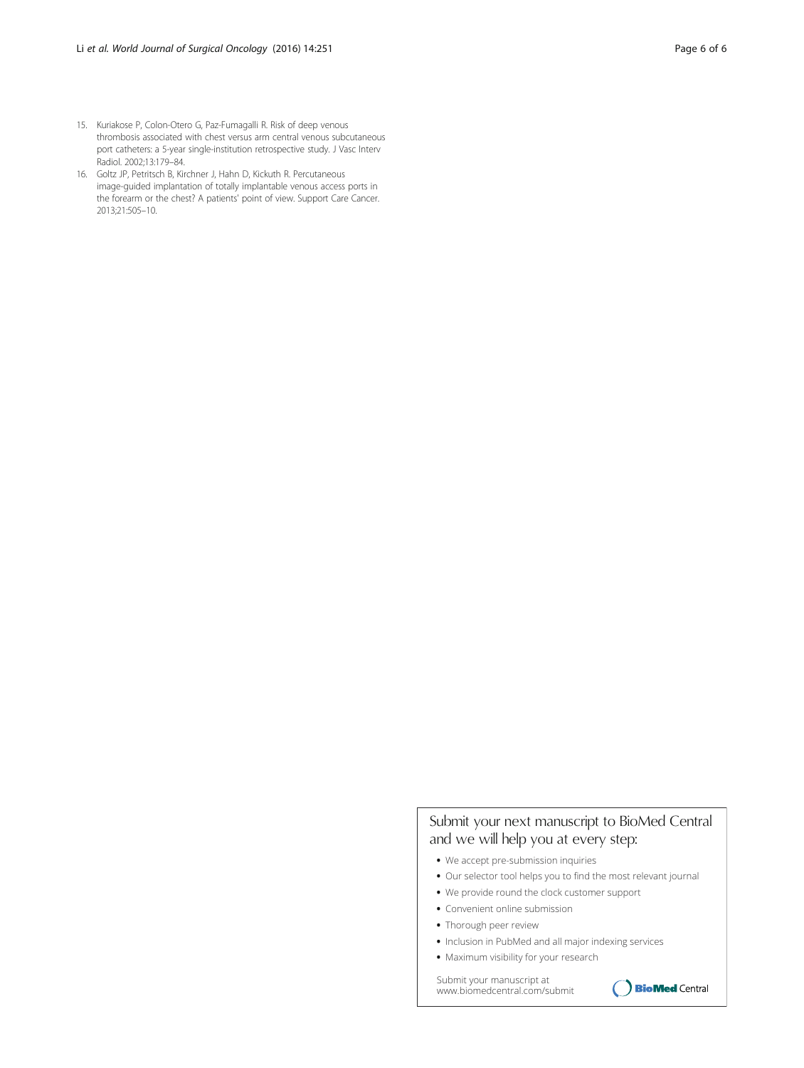15. Kuriakose P, Colon-Otero G, Paz-Fumagalli R. Risk of deep venous thrombosis associated with chest versus arm central venous subcutaneous port catheters: a 5-year single-institution retrospective study. J Vasc Interv Radiol. 2002;13:179–84.
16. Goltz JP, Petritsch B, Kirchner J, Hahn D, Kickuth R. Percutaneous image-guided implantation of totally implantable venous access ports in the forearm or the chest? A patients' point of view. Support Care Cancer. 2013;21:505–10.

Submit your next manuscript to BioMed Central and we will help you at every step:

- We accept pre-submission inquiries
- Our selector tool helps you to find the most relevant journal
- We provide round the clock customer support
- Convenient online submission
- Thorough peer review
- Inclusion in PubMed and all major indexing services
- Maximum visibility for your research

Submit your manuscript at
www.biomedcentral.com/submit

BioMed Central